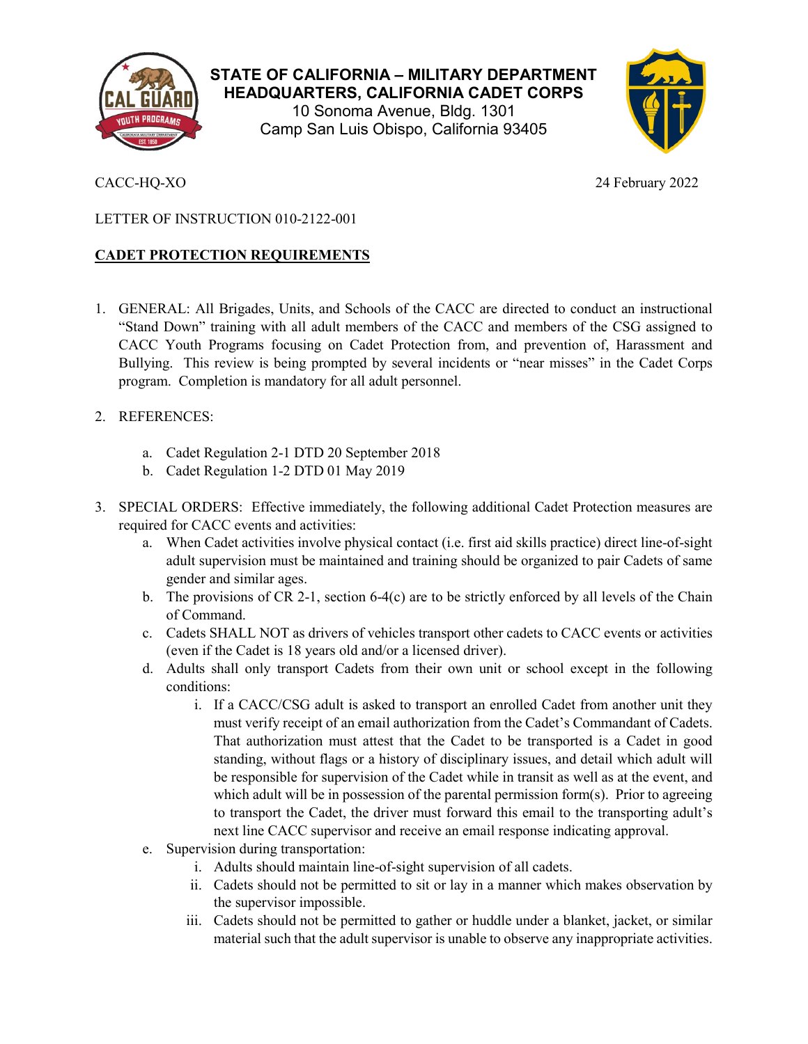**STATE OF CALIFORNIA – MILITARY DEPARTMENT**
**HEADQUARTERS, CALIFORNIA CADET CORPS**
10 Sonoma Avenue, Bldg. 1301
Camp San Luis Obispo, California 93405

CACC-HQ-XO 24 February 2022

LETTER OF INSTRUCTION 010-2122-001

**CADET PROTECTION REQUIREMENTS**

1. GENERAL: All Brigades, Units, and Schools of the CACC are directed to conduct an instructional "Stand Down" training with all adult members of the CACC and members of the CSG assigned to CACC Youth Programs focusing on Cadet Protection from, and prevention of, Harassment and Bullying. This review is being prompted by several incidents or "near misses" in the Cadet Corps program. Completion is mandatory for all adult personnel.

2. REFERENCES:

    a. Cadet Regulation 2-1 DTD 20 September 2018
    b. Cadet Regulation 1-2 DTD 01 May 2019

3. SPECIAL ORDERS: Effective immediately, the following additional Cadet Protection measures are required for CACC events and activities:

    a. When Cadet activities involve physical contact (i.e. first aid skills practice) direct line-of-sight adult supervision must be maintained and training should be organized to pair Cadets of same gender and similar ages.
    b. The provisions of CR 2-1, section 6-4(c) are to be strictly enforced by all levels of the Chain of Command.
    c. Cadets SHALL NOT as drivers of vehicles transport other cadets to CACC events or activities (even if the Cadet is 18 years old and/or a licensed driver).
    d. Adults shall only transport Cadets from their own unit or school except in the following conditions:
        i. If a CACC/CSG adult is asked to transport an enrolled Cadet from another unit they must verify receipt of an email authorization from the Cadet's Commandant of Cadets. That authorization must attest that the Cadet to be transported is a Cadet in good standing, without flags or a history of disciplinary issues, and detail which adult will be responsible for supervision of the Cadet while in transit as well as at the event, and which adult will be in possession of the parental permission form(s). Prior to agreeing to transport the Cadet, the driver must forward this email to the transporting adult's next line CACC supervisor and receive an email response indicating approval.
    e. Supervision during transportation:
        i. Adults should maintain line-of-sight supervision of all cadets.
        ii. Cadets should not be permitted to sit or lay in a manner which makes observation by the supervisor impossible.
        iii. Cadets should not be permitted to gather or huddle under a blanket, jacket, or similar material such that the adult supervisor is unable to observe any inappropriate activities.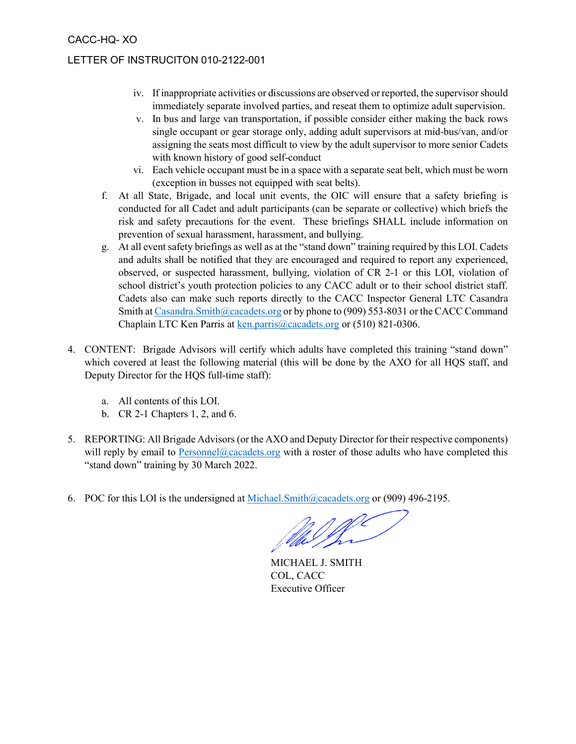iv. If inappropriate activities or discussions are observed or reported, the supervisor should immediately separate involved parties, and reseat them to optimize adult supervision.

v. In bus and large van transportation, if possible consider either making the back rows single occupant or gear storage only, adding adult supervisors at mid-bus/van, and/or assigning the seats most difficult to view by the adult supervisor to more senior Cadets with known history of good self-conduct

vi. Each vehicle occupant must be in a space with a separate seat belt, which must be worn (exception in busses not equipped with seat belts).

f. At all State, Brigade, and local unit events, the OIC will ensure that a safety briefing is conducted for all Cadet and adult participants (can be separate or collective) which briefs the risk and safety precautions for the event. These briefings SHALL include information on prevention of sexual harassment, harassment, and bullying.

g. At all event safety briefings as well as at the "stand down" training required by this LOI. Cadets and adults shall be notified that they are encouraged and required to report any experienced, observed, or suspected harassment, bullying, violation of CR 2-1 or this LOI, violation of school district's youth protection policies to any CACC adult or to their school district staff. Cadets also can make such reports directly to the CACC Inspector General LTC Casandra Smith at Casandra.Smith@cacadets.org or by phone to (909) 553-8031 or the CACC Command Chaplain LTC Ken Parris at ken.parris@cacadets.org or (510) 821-0306.

4. CONTENT: Brigade Advisors will certify which adults have completed this training "stand down" which covered at least the following material (this will be done by the AXO for all HQS staff, and Deputy Director for the HQS full-time staff):

   a. All contents of this LOI.
   b. CR 2-1 Chapters 1, 2, and 6.

5. REPORTING: All Brigade Advisors (or the AXO and Deputy Director for their respective components) will reply by email to Personnel@cacadets.org with a roster of those adults who have completed this "stand down" training by 30 March 2022.

6. POC for this LOI is the undersigned at Michael.Smith@cacadets.org or (909) 496-2195.

MICHAEL J. SMITH
COL, CACC
Executive Officer